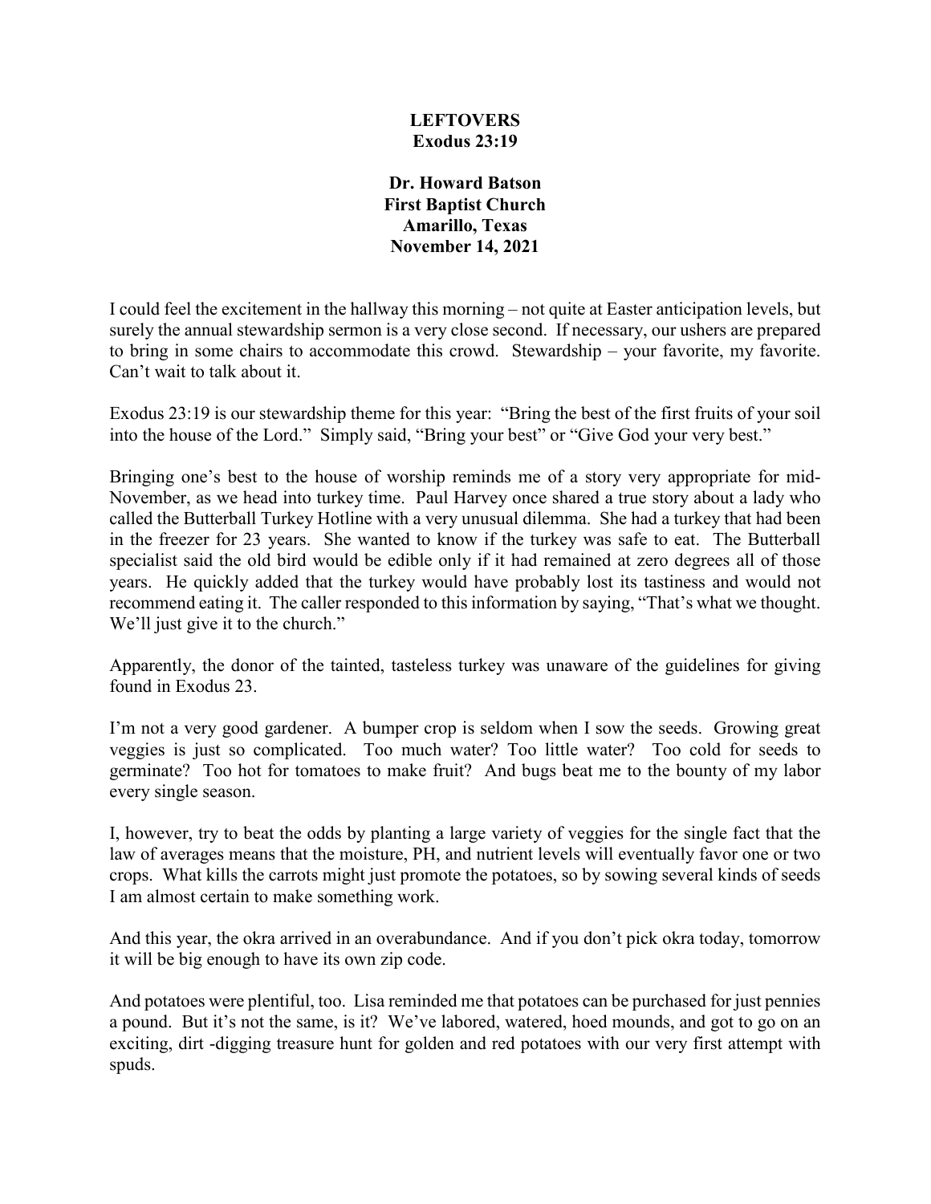# LEFTOVERS
## Exodus 23:19

**Dr. Howard Batson**
**First Baptist Church**
**Amarillo, Texas**
**November 14, 2021**

I could feel the excitement in the hallway this morning – not quite at Easter anticipation levels, but surely the annual stewardship sermon is a very close second. If necessary, our ushers are prepared to bring in some chairs to accommodate this crowd. Stewardship – your favorite, my favorite. Can't wait to talk about it.

Exodus 23:19 is our stewardship theme for this year: "Bring the best of the first fruits of your soil into the house of the Lord." Simply said, "Bring your best" or "Give God your very best."

Bringing one's best to the house of worship reminds me of a story very appropriate for mid-November, as we head into turkey time. Paul Harvey once shared a true story about a lady who called the Butterball Turkey Hotline with a very unusual dilemma. She had a turkey that had been in the freezer for 23 years. She wanted to know if the turkey was safe to eat. The Butterball specialist said the old bird would be edible only if it had remained at zero degrees all of those years. He quickly added that the turkey would have probably lost its tastiness and would not recommend eating it. The caller responded to this information by saying, "That's what we thought. We'll just give it to the church."

Apparently, the donor of the tainted, tasteless turkey was unaware of the guidelines for giving found in Exodus 23.

I'm not a very good gardener. A bumper crop is seldom when I sow the seeds. Growing great veggies is just so complicated. Too much water? Too little water? Too cold for seeds to germinate? Too hot for tomatoes to make fruit? And bugs beat me to the bounty of my labor every single season.

I, however, try to beat the odds by planting a large variety of veggies for the single fact that the law of averages means that the moisture, PH, and nutrient levels will eventually favor one or two crops. What kills the carrots might just promote the potatoes, so by sowing several kinds of seeds I am almost certain to make something work.

And this year, the okra arrived in an overabundance. And if you don't pick okra today, tomorrow it will be big enough to have its own zip code.

And potatoes were plentiful, too. Lisa reminded me that potatoes can be purchased for just pennies a pound. But it's not the same, is it? We've labored, watered, hoed mounds, and got to go on an exciting, dirt -digging treasure hunt for golden and red potatoes with our very first attempt with spuds.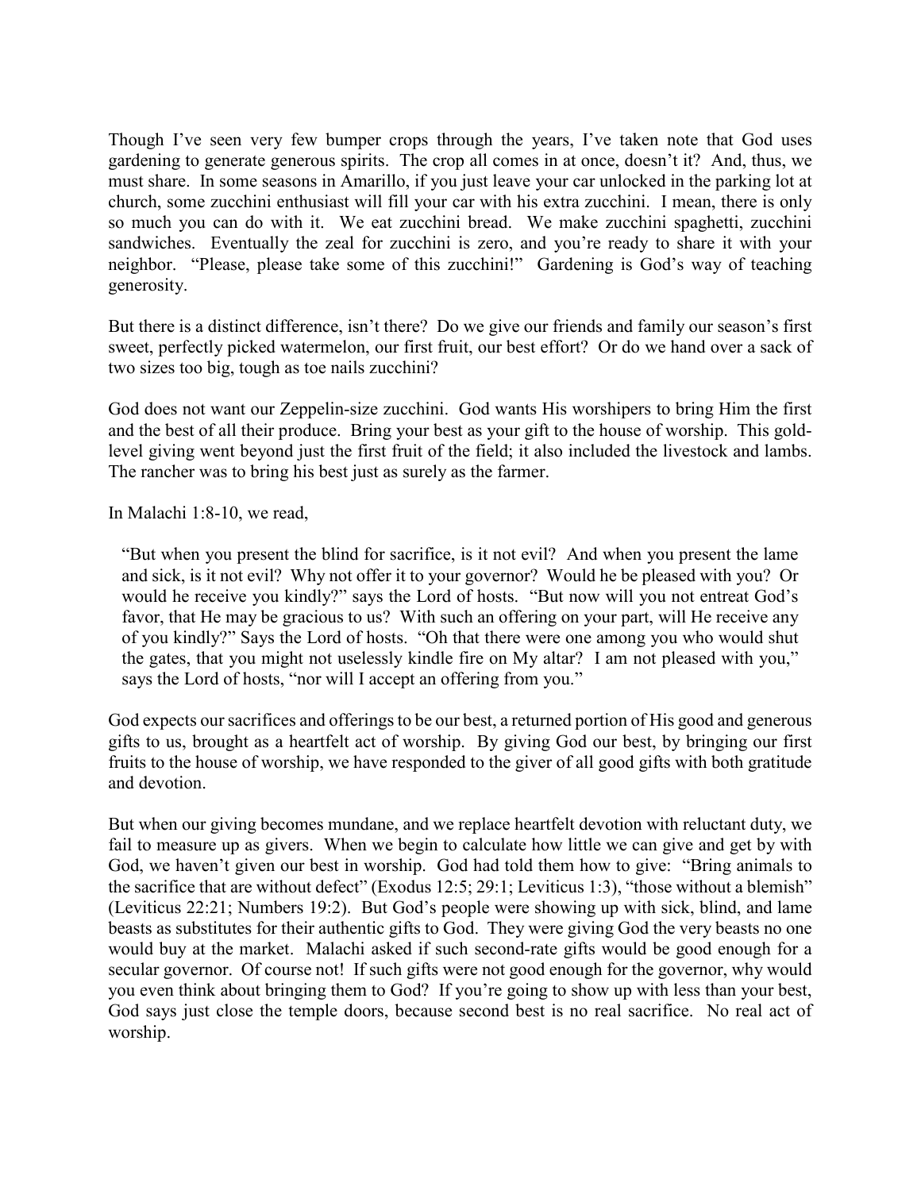Though I've seen very few bumper crops through the years, I've taken note that God uses gardening to generate generous spirits. The crop all comes in at once, doesn't it? And, thus, we must share. In some seasons in Amarillo, if you just leave your car unlocked in the parking lot at church, some zucchini enthusiast will fill your car with his extra zucchini. I mean, there is only so much you can do with it. We eat zucchini bread. We make zucchini spaghetti, zucchini sandwiches. Eventually the zeal for zucchini is zero, and you're ready to share it with your neighbor. "Please, please take some of this zucchini!" Gardening is God's way of teaching generosity.

But there is a distinct difference, isn't there? Do we give our friends and family our season's first sweet, perfectly picked watermelon, our first fruit, our best effort? Or do we hand over a sack of two sizes too big, tough as toe nails zucchini?

God does not want our Zeppelin-size zucchini. God wants His worshipers to bring Him the first and the best of all their produce. Bring your best as your gift to the house of worship. This gold-level giving went beyond just the first fruit of the field; it also included the livestock and lambs. The rancher was to bring his best just as surely as the farmer.

In Malachi 1:8-10, we read,

> "But when you present the blind for sacrifice, is it not evil? And when you present the lame and sick, is it not evil? Why not offer it to your governor? Would he be pleased with you? Or would he receive you kindly?" says the Lord of hosts. "But now will you not entreat God's favor, that He may be gracious to us? With such an offering on your part, will He receive any of you kindly?" Says the Lord of hosts. "Oh that there were one among you who would shut the gates, that you might not uselessly kindle fire on My altar? I am not pleased with you," says the Lord of hosts, "nor will I accept an offering from you."

God expects our sacrifices and offerings to be our best, a returned portion of His good and generous gifts to us, brought as a heartfelt act of worship. By giving God our best, by bringing our first fruits to the house of worship, we have responded to the giver of all good gifts with both gratitude and devotion.

But when our giving becomes mundane, and we replace heartfelt devotion with reluctant duty, we fail to measure up as givers. When we begin to calculate how little we can give and get by with God, we haven't given our best in worship. God had told them how to give: "Bring animals to the sacrifice that are without defect" (Exodus 12:5; 29:1; Leviticus 1:3), "those without a blemish" (Leviticus 22:21; Numbers 19:2). But God's people were showing up with sick, blind, and lame beasts as substitutes for their authentic gifts to God. They were giving God the very beasts no one would buy at the market. Malachi asked if such second-rate gifts would be good enough for a secular governor. Of course not! If such gifts were not good enough for the governor, why would you even think about bringing them to God? If you're going to show up with less than your best, God says just close the temple doors, because second best is no real sacrifice. No real act of worship.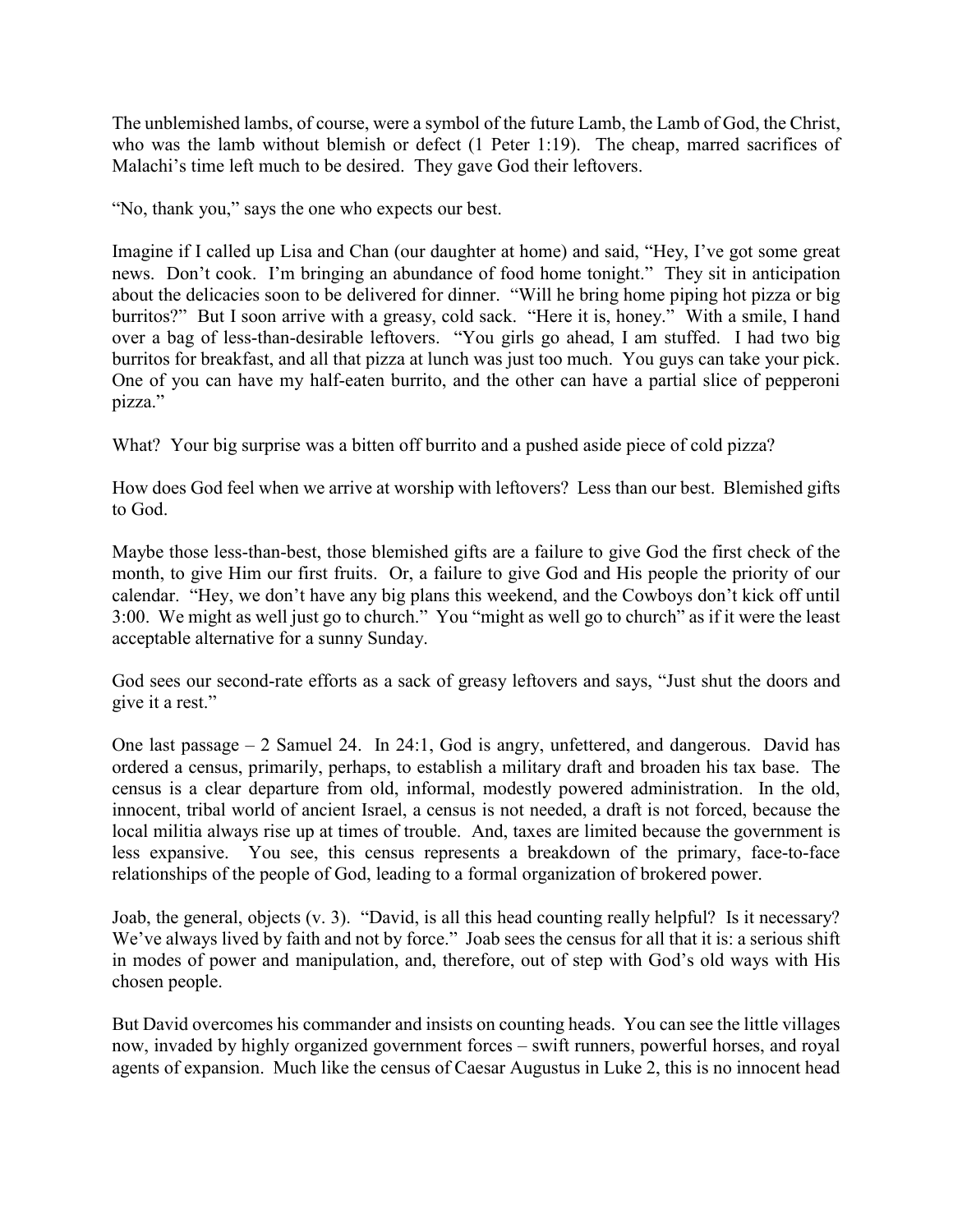The unblemished lambs, of course, were a symbol of the future Lamb, the Lamb of God, the Christ, who was the lamb without blemish or defect (1 Peter 1:19). The cheap, marred sacrifices of Malachi's time left much to be desired. They gave God their leftovers.

"No, thank you," says the one who expects our best.

Imagine if I called up Lisa and Chan (our daughter at home) and said, "Hey, I've got some great news. Don't cook. I'm bringing an abundance of food home tonight." They sit in anticipation about the delicacies soon to be delivered for dinner. "Will he bring home piping hot pizza or big burritos?" But I soon arrive with a greasy, cold sack. "Here it is, honey." With a smile, I hand over a bag of less-than-desirable leftovers. "You girls go ahead, I am stuffed. I had two big burritos for breakfast, and all that pizza at lunch was just too much. You guys can take your pick. One of you can have my half-eaten burrito, and the other can have a partial slice of pepperoni pizza."

What? Your big surprise was a bitten off burrito and a pushed aside piece of cold pizza?

How does God feel when we arrive at worship with leftovers? Less than our best. Blemished gifts to God.

Maybe those less-than-best, those blemished gifts are a failure to give God the first check of the month, to give Him our first fruits. Or, a failure to give God and His people the priority of our calendar. "Hey, we don't have any big plans this weekend, and the Cowboys don't kick off until 3:00. We might as well just go to church." You "might as well go to church" as if it were the least acceptable alternative for a sunny Sunday.

God sees our second-rate efforts as a sack of greasy leftovers and says, "Just shut the doors and give it a rest."

One last passage – 2 Samuel 24. In 24:1, God is angry, unfettered, and dangerous. David has ordered a census, primarily, perhaps, to establish a military draft and broaden his tax base. The census is a clear departure from old, informal, modestly powered administration. In the old, innocent, tribal world of ancient Israel, a census is not needed, a draft is not forced, because the local militia always rise up at times of trouble. And, taxes are limited because the government is less expansive. You see, this census represents a breakdown of the primary, face-to-face relationships of the people of God, leading to a formal organization of brokered power.

Joab, the general, objects (v. 3). "David, is all this head counting really helpful? Is it necessary? We've always lived by faith and not by force." Joab sees the census for all that it is: a serious shift in modes of power and manipulation, and, therefore, out of step with God's old ways with His chosen people.

But David overcomes his commander and insists on counting heads. You can see the little villages now, invaded by highly organized government forces – swift runners, powerful horses, and royal agents of expansion. Much like the census of Caesar Augustus in Luke 2, this is no innocent head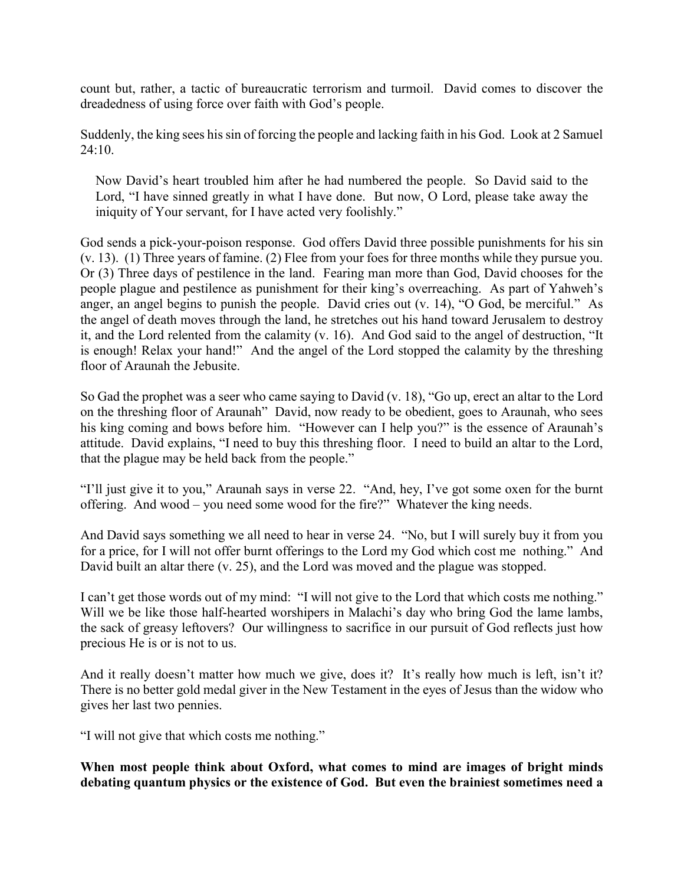count but, rather, a tactic of bureaucratic terrorism and turmoil. David comes to discover the dreadedness of using force over faith with God's people.

Suddenly, the king sees his sin of forcing the people and lacking faith in his God. Look at 2 Samuel 24:10.

> Now David's heart troubled him after he had numbered the people. So David said to the Lord, "I have sinned greatly in what I have done. But now, O Lord, please take away the iniquity of Your servant, for I have acted very foolishly."

God sends a pick-your-poison response. God offers David three possible punishments for his sin (v. 13). (1) Three years of famine. (2) Flee from your foes for three months while they pursue you. Or (3) Three days of pestilence in the land. Fearing man more than God, David chooses for the people plague and pestilence as punishment for their king's overreaching. As part of Yahweh's anger, an angel begins to punish the people. David cries out (v. 14), "O God, be merciful." As the angel of death moves through the land, he stretches out his hand toward Jerusalem to destroy it, and the Lord relented from the calamity (v. 16). And God said to the angel of destruction, "It is enough! Relax your hand!" And the angel of the Lord stopped the calamity by the threshing floor of Araunah the Jebusite.

So Gad the prophet was a seer who came saying to David (v. 18), "Go up, erect an altar to the Lord on the threshing floor of Araunah" David, now ready to be obedient, goes to Araunah, who sees his king coming and bows before him. "However can I help you?" is the essence of Araunah's attitude. David explains, "I need to buy this threshing floor. I need to build an altar to the Lord, that the plague may be held back from the people."

"I'll just give it to you," Araunah says in verse 22. "And, hey, I've got some oxen for the burnt offering. And wood – you need some wood for the fire?" Whatever the king needs.

And David says something we all need to hear in verse 24. "No, but I will surely buy it from you for a price, for I will not offer burnt offerings to the Lord my God which cost me nothing." And David built an altar there (v. 25), and the Lord was moved and the plague was stopped.

I can't get those words out of my mind: "I will not give to the Lord that which costs me nothing." Will we be like those half-hearted worshipers in Malachi's day who bring God the lame lambs, the sack of greasy leftovers? Our willingness to sacrifice in our pursuit of God reflects just how precious He is or is not to us.

And it really doesn't matter how much we give, does it? It's really how much is left, isn't it? There is no better gold medal giver in the New Testament in the eyes of Jesus than the widow who gives her last two pennies.

"I will not give that which costs me nothing."

**When most people think about Oxford, what comes to mind are images of bright minds debating quantum physics or the existence of God. But even the brainiest sometimes need a**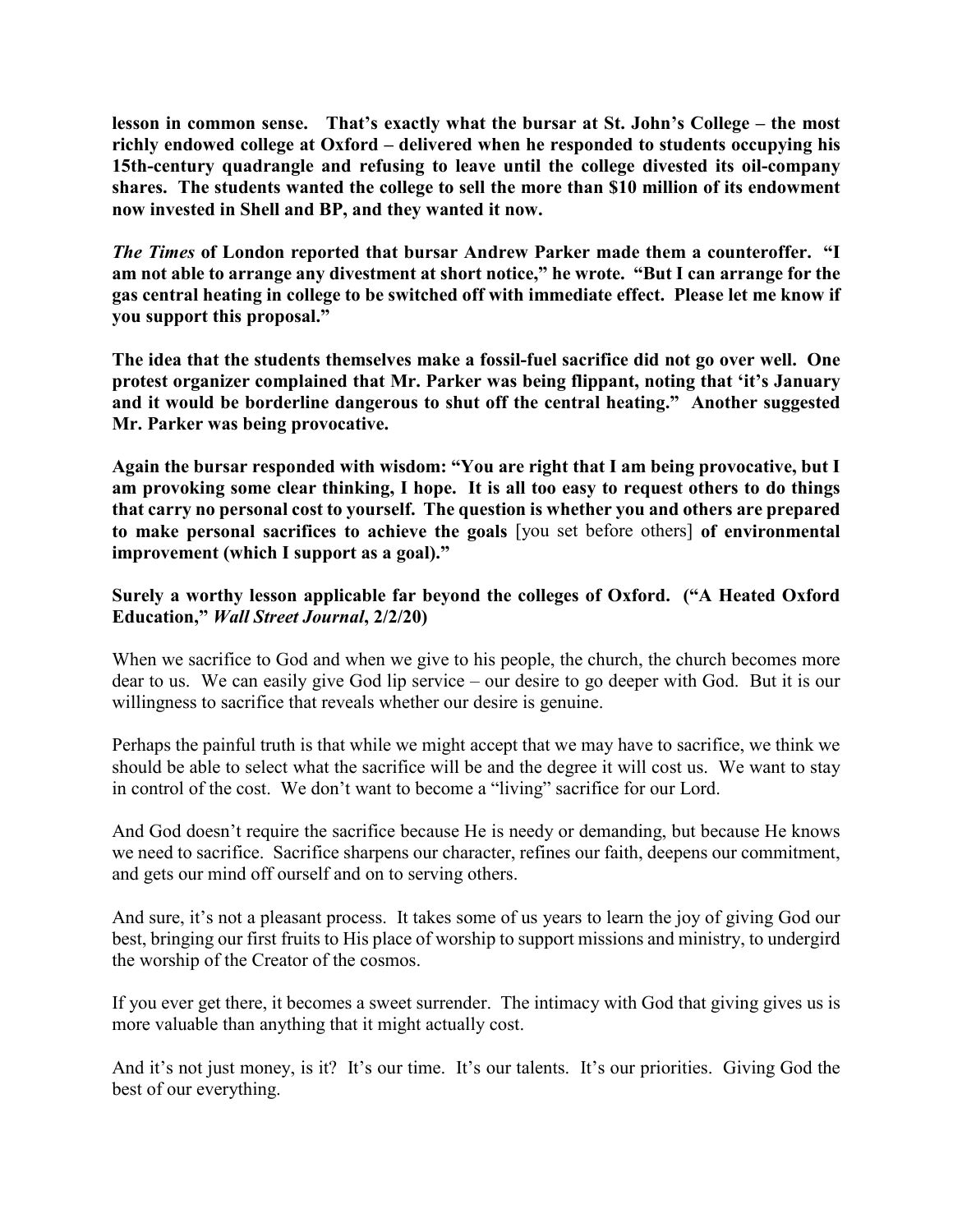**lesson in common sense. That's exactly what the bursar at St. John's College – the most richly endowed college at Oxford – delivered when he responded to students occupying his 15th-century quadrangle and refusing to leave until the college divested its oil-company shares. The students wanted the college to sell the more than $10 million of its endowment now invested in Shell and BP, and they wanted it now.**

***The Times*** **of London reported that bursar Andrew Parker made them a counteroffer. "I am not able to arrange any divestment at short notice," he wrote. "But I can arrange for the gas central heating in college to be switched off with immediate effect. Please let me know if you support this proposal."**

**The idea that the students themselves make a fossil-fuel sacrifice did not go over well. One protest organizer complained that Mr. Parker was being flippant, noting that 'it's January and it would be borderline dangerous to shut off the central heating." Another suggested Mr. Parker was being provocative.**

**Again the bursar responded with wisdom: "You are right that I am being provocative, but I am provoking some clear thinking, I hope. It is all too easy to request others to do things that carry no personal cost to yourself. The question is whether you and others are prepared to make personal sacrifices to achieve the goals** [you set before others] **of environmental improvement (which I support as a goal)."**

**Surely a worthy lesson applicable far beyond the colleges of Oxford. ("A Heated Oxford Education,"** ***Wall Street Journal*****, 2/2/20)**

When we sacrifice to God and when we give to his people, the church, the church becomes more dear to us. We can easily give God lip service – our desire to go deeper with God. But it is our willingness to sacrifice that reveals whether our desire is genuine.

Perhaps the painful truth is that while we might accept that we may have to sacrifice, we think we should be able to select what the sacrifice will be and the degree it will cost us. We want to stay in control of the cost. We don't want to become a "living" sacrifice for our Lord.

And God doesn't require the sacrifice because He is needy or demanding, but because He knows we need to sacrifice. Sacrifice sharpens our character, refines our faith, deepens our commitment, and gets our mind off ourself and on to serving others.

And sure, it's not a pleasant process. It takes some of us years to learn the joy of giving God our best, bringing our first fruits to His place of worship to support missions and ministry, to undergird the worship of the Creator of the cosmos.

If you ever get there, it becomes a sweet surrender. The intimacy with God that giving gives us is more valuable than anything that it might actually cost.

And it's not just money, is it? It's our time. It's our talents. It's our priorities. Giving God the best of our everything.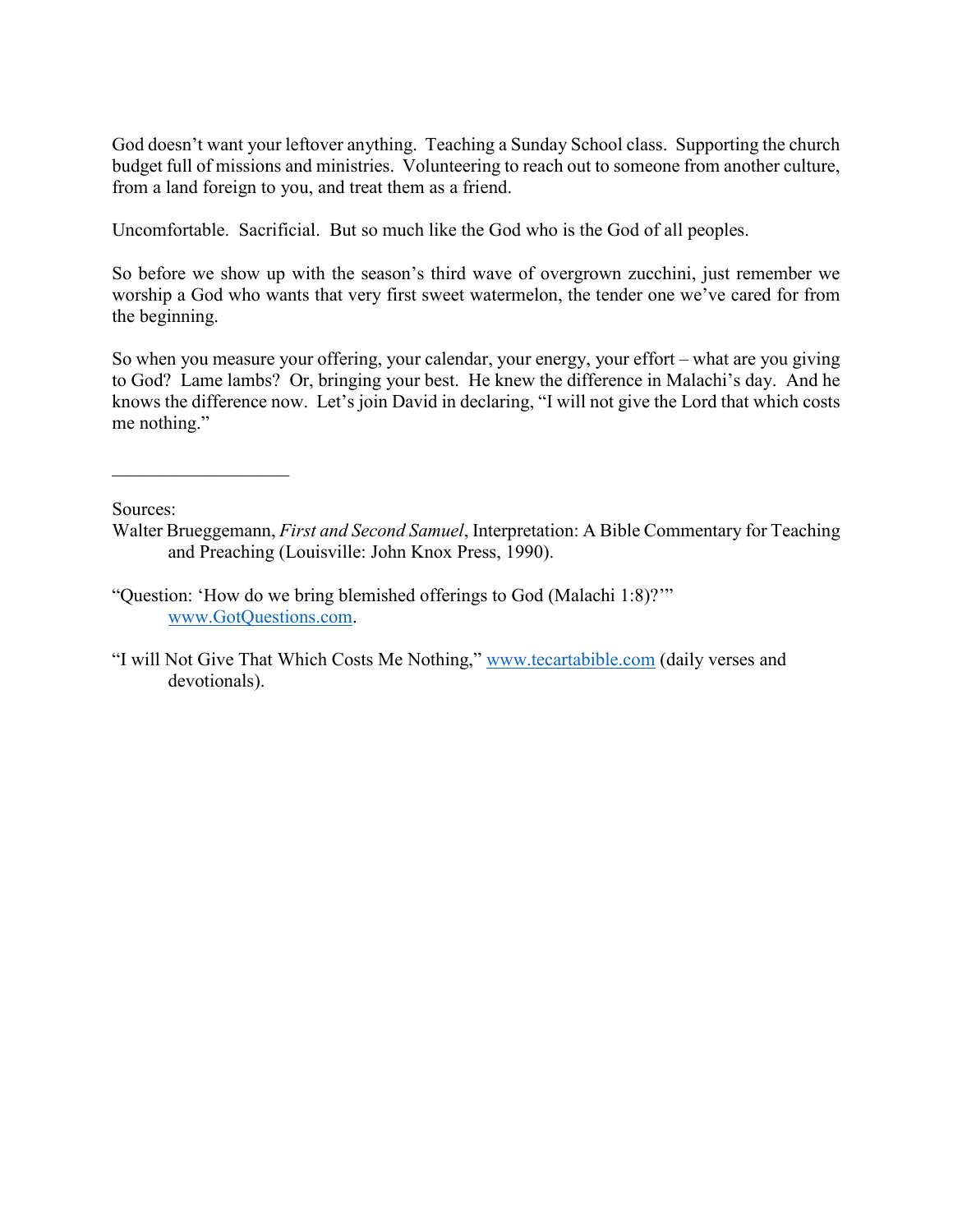God doesn't want your leftover anything. Teaching a Sunday School class. Supporting the church budget full of missions and ministries. Volunteering to reach out to someone from another culture, from a land foreign to you, and treat them as a friend.

Uncomfortable. Sacrificial. But so much like the God who is the God of all peoples.

So before we show up with the season's third wave of overgrown zucchini, just remember we worship a God who wants that very first sweet watermelon, the tender one we've cared for from the beginning.

So when you measure your offering, your calendar, your energy, your effort – what are you giving to God? Lame lambs? Or, bringing your best. He knew the difference in Malachi's day. And he knows the difference now. Let's join David in declaring, "I will not give the Lord that which costs me nothing."

---

Sources:

Walter Brueggemann, *First and Second Samuel*, Interpretation: A Bible Commentary for Teaching and Preaching (Louisville: John Knox Press, 1990).

"Question: 'How do we bring blemished offerings to God (Malachi 1:8)?'" www.GotQuestions.com.

"I will Not Give That Which Costs Me Nothing," www.tecartabible.com (daily verses and devotionals).